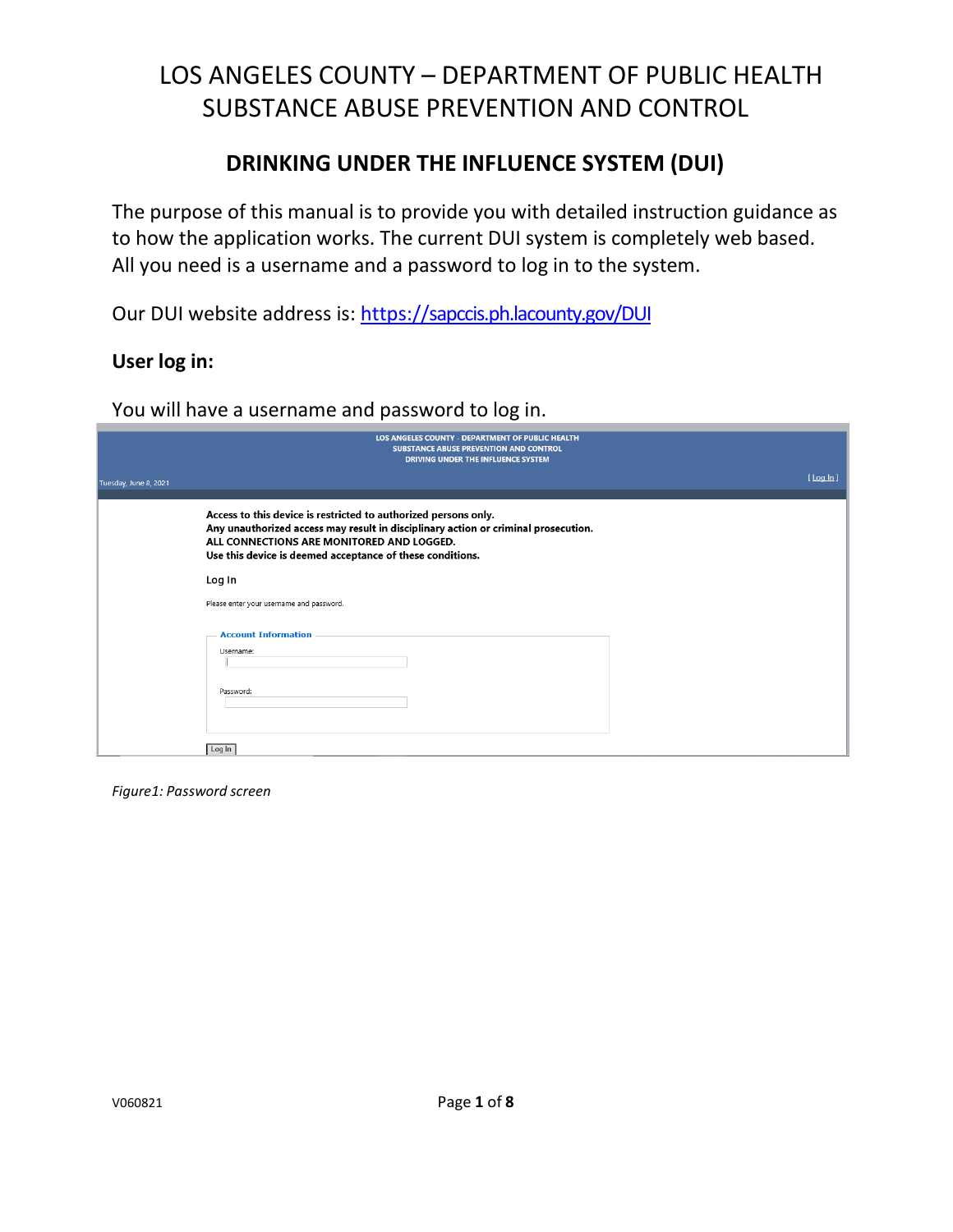# LOS ANGELES COUNTY – DEPARTMENT OF PUBLIC HEALTH
# SUBSTANCE ABUSE PREVENTION AND CONTROL

## DRINKING UNDER THE INFLUENCE SYSTEM (DUI)

The purpose of this manual is to provide you with detailed instruction guidance as to how the application works. The current DUI system is completely web based. All you need is a username and a password to log in to the system.

Our DUI website address is: [https://sapccis.ph.lacounty.gov/DUI](https://sapccis.ph.lacounty.gov/DUI)

### User log in:

You will have a username and password to log in.

LOS ANGELES COUNTY - DEPARTMENT OF PUBLIC HEALTH
SUBSTANCE ABUSE PREVENTION AND CONTROL
DRIVING UNDER THE INFLUENCE SYSTEM

Tuesday, June 8, 2021

[ Log In ]

**Access to this device is restricted to authorized persons only.**
**Any unauthorized access may result in disciplinary action or criminal prosecution.**
**ALL CONNECTIONS ARE MONITORED AND LOGGED.**
**Use this device is deemed acceptance of these conditions.**

Log In

Please enter your username and password.

Account Information

Username:

Password:

Log In

*Figure1: Password screen*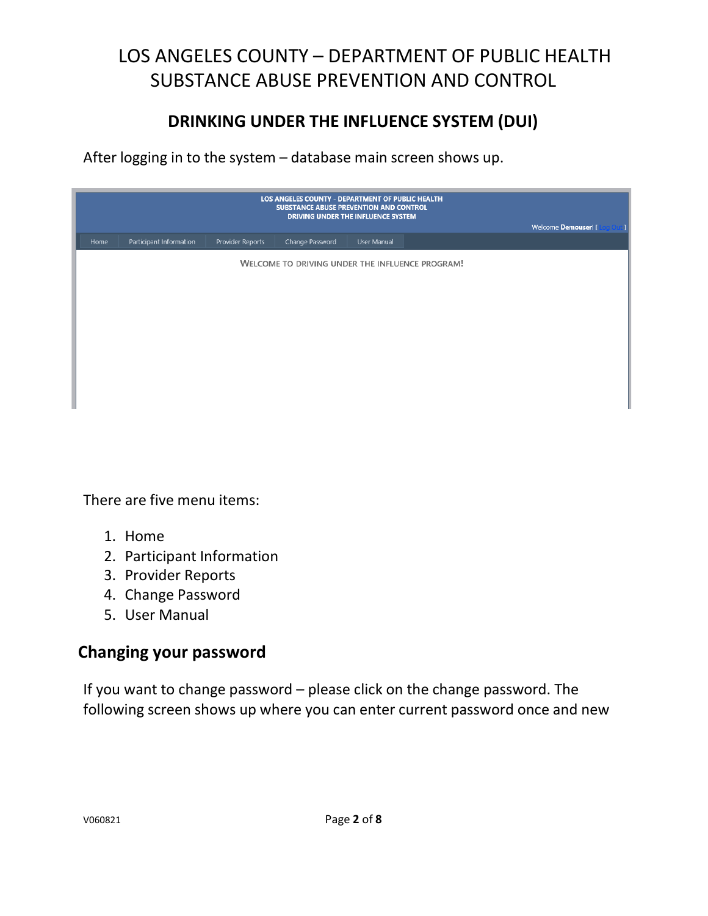# LOS ANGELES COUNTY – DEPARTMENT OF PUBLIC HEALTH
# SUBSTANCE ABUSE PREVENTION AND CONTROL

## DRINKING UNDER THE INFLUENCE SYSTEM (DUI)

After logging in to the system – database main screen shows up.

There are five menu items:

1. Home
2. Participant Information
3. Provider Reports
4. Change Password
5. User Manual

## Changing your password

If you want to change password – please click on the change password. The following screen shows up where you can enter current password once and new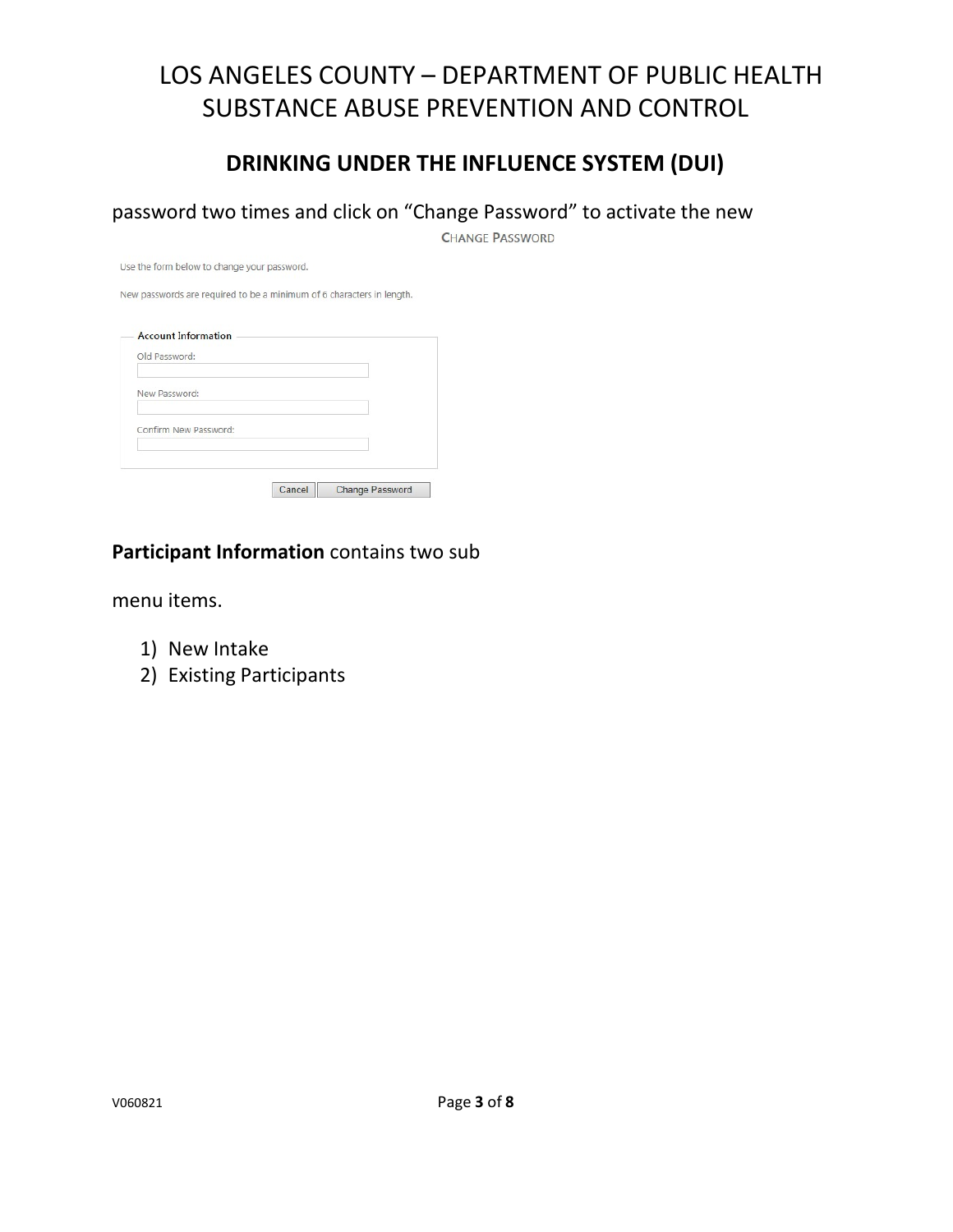password two times and click on "Change Password" to activate the new

**CHANGE PASSWORD**

Use the form below to change your password.

New passwords are required to be a minimum of 6 characters in length.

**Account Information**

Old Password:

New Password:

Confirm New Password:

Cancel | Change Password

**Participant Information** contains two sub

menu items.

1) New Intake
2) Existing Participants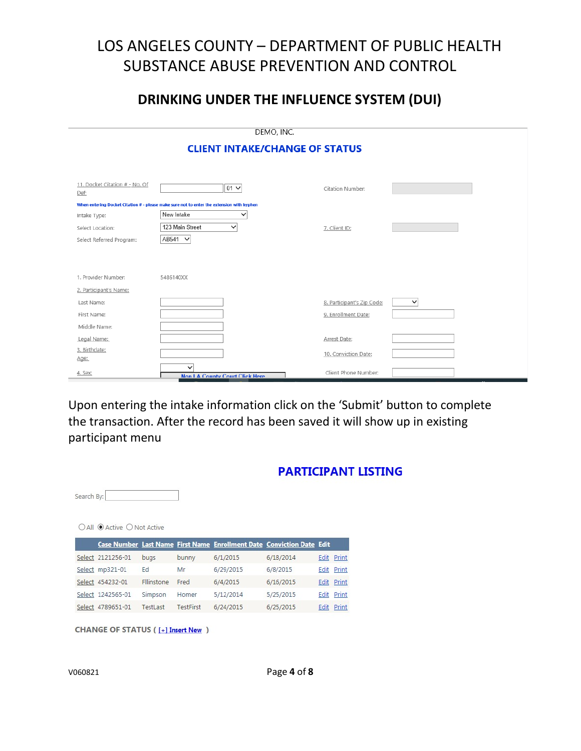# LOS ANGELES COUNTY – DEPARTMENT OF PUBLIC HEALTH
# SUBSTANCE ABUSE PREVENTION AND CONTROL

## DRINKING UNDER THE INFLUENCE SYSTEM (DUI)

DEMO, INC.

### CLIENT INTAKE/CHANGE OF STATUS

11. Docket Citation # - No. Of Def: [ ] 01 | Citation Number: [ ]

When entering Docket Citation # - please make sure not to enter the extension with hyphen

Intake Type: New Intake

Select Location: 123 Main Street | 7. Client ID: [ ]

Select Referred Program: AB541

1. Provider Number: 5486140XX

2. Participant's Name:

Last Name: [ ] | 8. Participant's Zip Code: [ ]

First Name: [ ] | 9. Enrollment Date: [ ]

Middle Name: [ ]

Legal Name: [ ] | Arrest Date: [ ]

3. Birthdate: [ ] | 10. Conviction Date: [ ]

Age:

4. Sex: [ ] | Non LA County Court Click Here | Client Phone Number: [ ]

Upon entering the intake information click on the 'Submit' button to complete the transaction. After the record has been saved it will show up in existing participant menu

### PARTICIPANT LISTING

Search By: [ ]

○ All ◉ Active ○ Not Active

| | Case Number | Last Name | First Name | Enrollment Date | Conviction Date | Edit | |
|---|---|---|---|---|---|---|---|
| Select | 2121256-01 | bugs | bunny | 6/1/2015 | 6/18/2014 | Edit | Print |
| Select | mp321-01 | Ed | Mr | 6/29/2015 | 6/8/2015 | Edit | Print |
| Select | 454232-01 | Fllinstone | Fred | 6/4/2015 | 6/16/2015 | Edit | Print |
| Select | 1242565-01 | Simpson | Homer | 5/12/2014 | 5/25/2015 | Edit | Print |
| Select | 4789651-01 | TestLast | TestFirst | 6/24/2015 | 6/25/2015 | Edit | Print |

CHANGE OF STATUS ( [+] Insert New )

V060821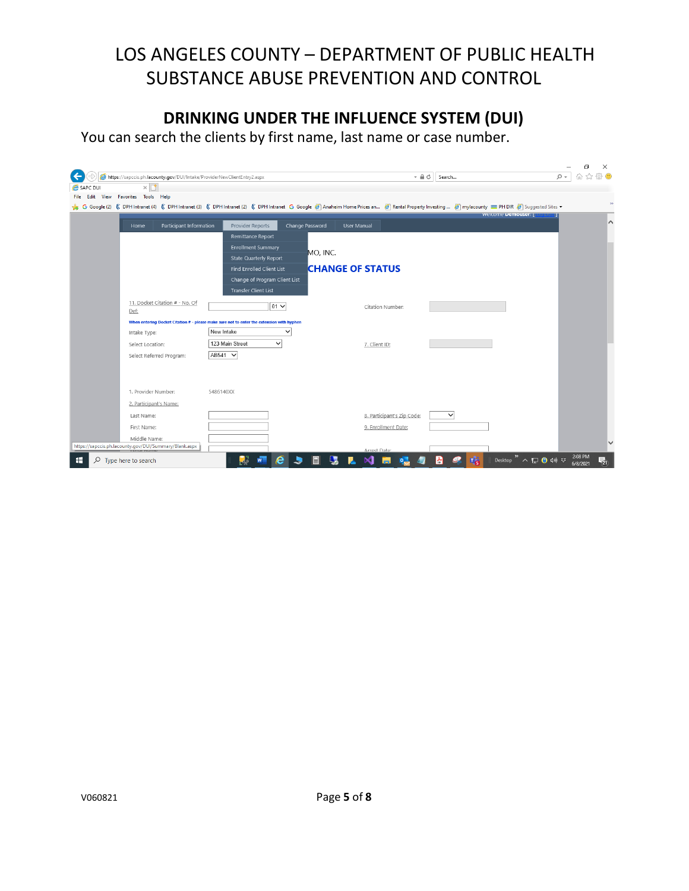# LOS ANGELES COUNTY – DEPARTMENT OF PUBLIC HEALTH SUBSTANCE ABUSE PREVENTION AND CONTROL

## DRINKING UNDER THE INFLUENCE SYSTEM (DUI)

You can search the clients by first name, last name or case number.

https://sapccis.ph.lacounty.gov/DUI/Intake/ProviderNewClientEntry2.aspx

Home | Participant Information | Provider Reports | Change Password | User Manual

Provider Reports:
- Remittance Report
- Enrollment Summary
- State Quarterly Report
- Find Enrolled Client List
- Change of Program Client List
- Transfer Client List

MO, INC.

CHANGE OF STATUS

11. Docket Citation # - No. Of Def: 01

Citation Number:

When entering Docket Citation # - please make sure not to enter the extension with hyphen

Intake Type: New Intake

Select Location: 123 Main Street

7. Client ID:

Select Referred Program: AB541

1. Provider Number: 5486140XX

2. Participant's Name:

Last Name:

8. Participant's Zip Code:

First Name:

9. Enrollment Date:

Middle Name:

Arrest Date:

https://sapccis.ph.lacounty.gov/DUI/Summary/Blank.aspx

V060821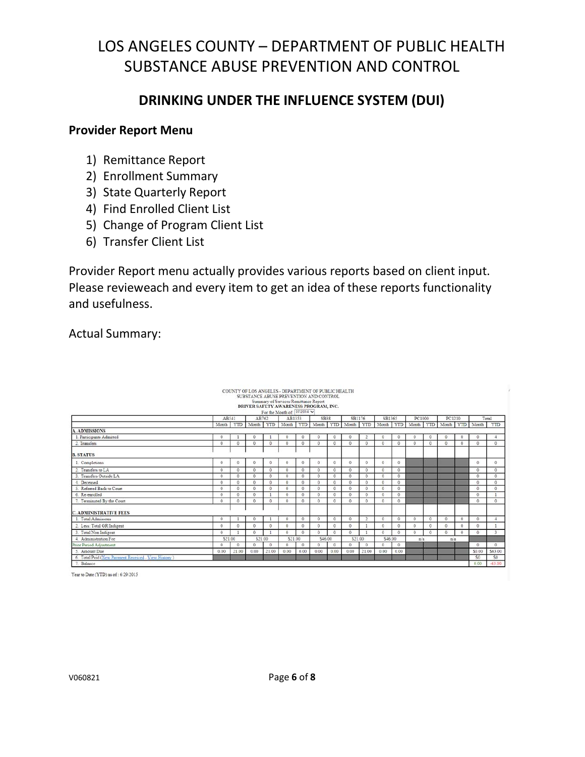// LOS ANGELES COUNTY – DEPARTMENT OF PUBLIC HEALTH
// SUBSTANCE ABUSE PREVENTION AND CONTROL

## DRINKING UNDER THE INFLUENCE SYSTEM (DUI)

### Provider Report Menu

1) Remittance Report
2) Enrollment Summary
3) State Quarterly Report
4) Find Enrolled Client List
5) Change of Program Client List
6) Transfer Client List

Provider Report menu actually provides various reports based on client input. Please revieweach and every item to get an idea of these reports functionality and usefulness.

Actual Summary:

COUNTY OF LOS ANGELES - DEPARTMENT OF PUBLIC HEALTH
SUBSTANCE ABUSE PREVENTION AND CONTROL
Summary of Services/Remittance Report
**DRIVER SAFETY AWARENESS PROGRAM, INC.**
For the Month of: 07/2014

| | AB541 | | AB762 | | AB1353 | | SB38 | | SB1176 | | SB1365 | | PC1000 | | PC1210 | | Total | |
|---|---|---|---|---|---|---|---|---|---|---|---|---|---|---|---|---|---|---|
| | Month | YTD | Month | YTD | Month | YTD | Month | YTD | Month | YTD | Month | YTD | Month | YTD | Month | YTD | Month | YTD |
| **A. ADMISSIONS** | | | | | | | | | | | | | | | | | | |
| 1. Participants Admitted | 0 | 1 | 0 | 1 | 0 | 0 | 0 | 0 | 0 | 2 | 0 | 0 | 0 | 0 | 0 | 0 | 0 | 4 |
| 2. Transfers | 0 | 0 | 0 | 0 | 0 | 0 | 0 | 0 | 0 | 0 | 0 | 0 | 0 | 0 | 0 | 0 | 0 | 0 |
| **B. STATUS** | | | | | | | | | | | | | | | | | | |
| 1. Completions | 0 | 0 | 0 | 0 | 0 | 0 | 0 | 0 | 0 | 0 | 0 | 0 | | | | | 0 | 0 |
| 2. Transfers to LA | 0 | 0 | 0 | 0 | 0 | 0 | 0 | 0 | 0 | 0 | 0 | 0 | | | | | 0 | 0 |
| 3. Transfers Outside LA | 0 | 0 | 0 | 0 | 0 | 0 | 0 | 0 | 0 | 0 | 0 | 0 | | | | | 0 | 0 |
| 4. Deceased | 0 | 0 | 0 | 0 | 0 | 0 | 0 | 0 | 0 | 0 | 0 | 0 | | | | | 0 | 0 |
| 5. Referred Back to Court | 0 | 0 | 0 | 0 | 0 | 0 | 0 | 0 | 0 | 0 | 0 | 0 | | | | | 0 | 0 |
| 6. Re-enrolled | 0 | 0 | 0 | 1 | 0 | 0 | 0 | 0 | 0 | 0 | 0 | 0 | | | | | 0 | 1 |
| 7. Terminated By the Court | 0 | 0 | 0 | 0 | 0 | 0 | 0 | 0 | 0 | 0 | 0 | 0 | | | | | 0 | 0 |
| **C. ADMINISTRATIVE FEES** | | | | | | | | | | | | | | | | | | |
| 1. Total Admissions | 0 | 1 | 0 | 1 | 0 | 0 | 0 | 0 | 0 | 2 | 0 | 0 | 0 | 0 | 0 | 0 | 0 | 4 |
| 2. Less: Total GR/Indigent | 0 | 0 | 0 | 0 | 0 | 0 | 0 | 0 | 0 | 1 | 0 | 0 | 0 | 0 | 0 | 0 | 0 | 1 |
| 3. Total Non Indigent | 0 | 1 | 0 | 1 | 0 | 0 | 0 | 0 | 0 | 1 | 0 | 0 | 0 | 0 | 0 | 0 | 0 | 3 |
| 4. Administration Fee | $21.00 | | $21.00 | | $21.00 | | $46.00 | | $21.00 | | $46.00 | | n/a | | n/a | | | |
| Prior Period Adjustment | 0 | 0 | 0 | 0 | 0 | 0 | 0 | 0 | 0 | 0 | 0 | 0 | | | | | 0 | 0 |
| 5. Amount Due | 0.00 | 21.00 | 0.00 | 21.00 | 0.00 | 0.00 | 0.00 | 0.00 | 0.00 | 21.00 | 0.00 | 0.00 | | | | | $0.00 | $63.00 |
| 6. Total Paid (New Payment Received , View History ) | | | | | | | | | | | | | | | | | $0 | $0 |
| 7. Balance | | | | | | | | | | | | | | | | | 0.00 | -63.00 |

Year to Date (YTD) as of : 6/29/2015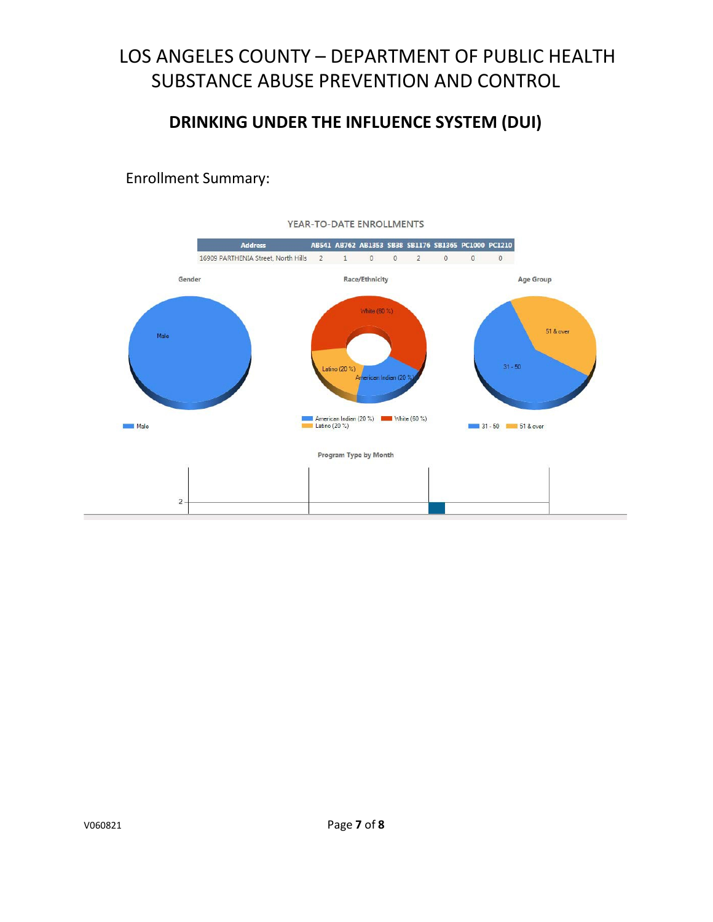# LOS ANGELES COUNTY – DEPARTMENT OF PUBLIC HEALTH
# SUBSTANCE ABUSE PREVENTION AND CONTROL

## DRINKING UNDER THE INFLUENCE SYSTEM (DUI)

Enrollment Summary:

YEAR-TO-DATE ENROLLMENTS

| Address | AB541 | AB762 | AB1353 | SB38 | SB1176 | SB1365 | PC1000 | PC1210 |
|---|---|---|---|---|---|---|---|---|
| 16909 PARTHENIA Street, North Hills | 2 | 1 | 0 | 0 | 2 | 0 | 0 | 0 |

Gender

Male

Race/Ethnicity

White (60 %)

Latino (20 %)

American Indian (20 %)

Age Group

31 - 50

51 & over

Program Type by Month

2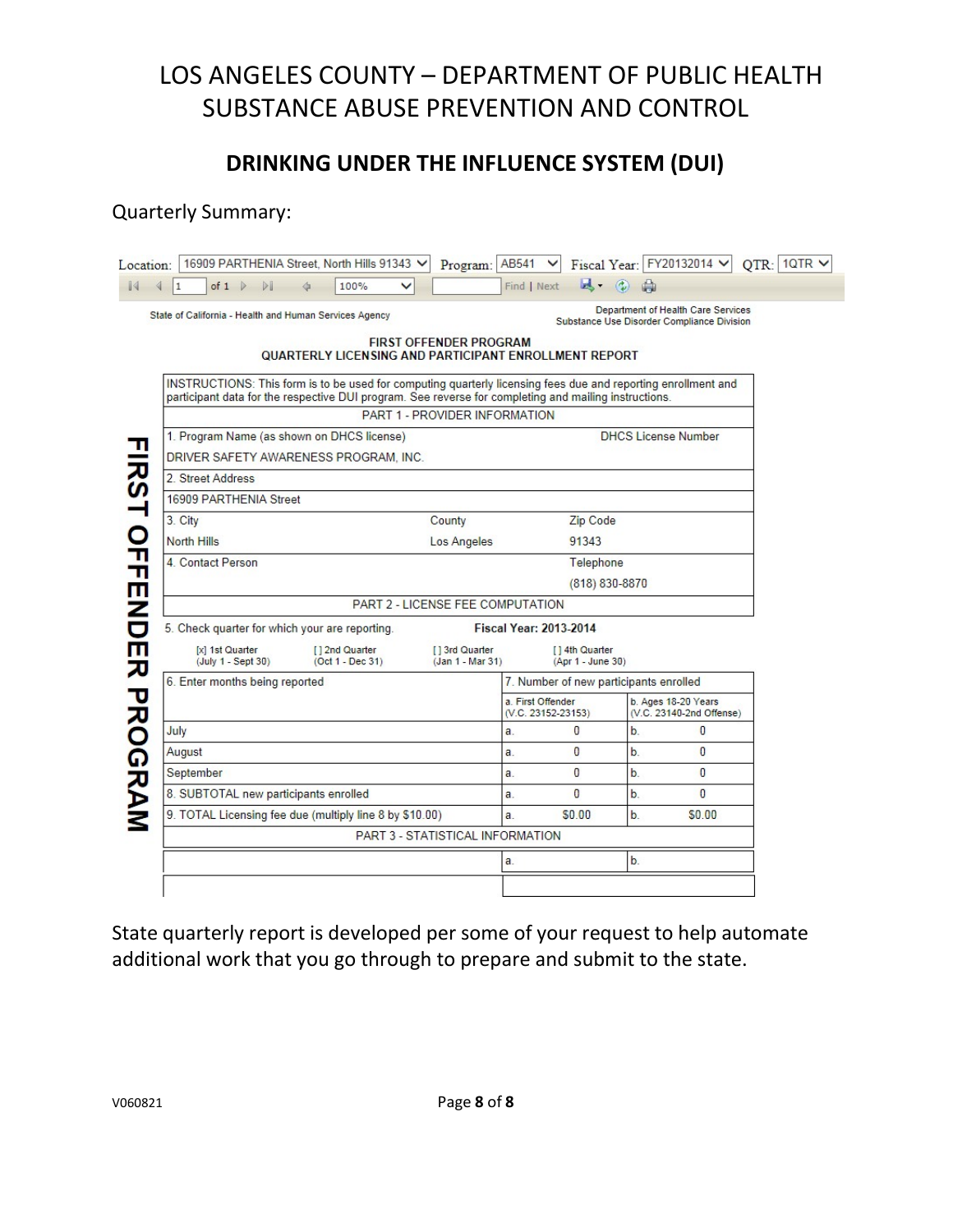# LOS ANGELES COUNTY – DEPARTMENT OF PUBLIC HEALTH
# SUBSTANCE ABUSE PREVENTION AND CONTROL

## DRINKING UNDER THE INFLUENCE SYSTEM (DUI)

Quarterly Summary:

Location: 16909 PARTHENIA Street, North Hills 91343 | Program: AB541 | Fiscal Year: FY20132014 | QTR: 1QTR

1 of 1 | 100% | Find | Next

State of California - Health and Human Services Agency

Department of Health Care Services
Substance Use Disorder Compliance Division

**FIRST OFFENDER PROGRAM**
**QUARTERLY LICENSING AND PARTICIPANT ENROLLMENT REPORT**

**FIRST OFFENDER PROGRAM**

INSTRUCTIONS: This form is to be used for computing quarterly licensing fees due and reporting enrollment and participant data for the respective DUI program. See reverse for completing and mailing instructions.

PART 1 - PROVIDER INFORMATION

| 1. Program Name (as shown on DHCS license) | | DHCS License Number |
|---|---|---|
| DRIVER SAFETY AWARENESS PROGRAM, INC. | | |
| 2. Street Address | | |
| 16909 PARTHENIA Street | | |
| 3. City | County | Zip Code |
| North Hills | Los Angeles | 91343 |
| 4. Contact Person | | Telephone |
| | | (818) 830-8870 |

PART 2 - LICENSE FEE COMPUTATION

5. Check quarter for which your are reporting. **Fiscal Year: 2013-2014**

[x] 1st Quarter (July 1 - Sept 30) [ ] 2nd Quarter (Oct 1 - Dec 31) [ ] 3rd Quarter (Jan 1 - Mar 31) [ ] 4th Quarter (Apr 1 - June 30)

| 6. Enter months being reported | 7. Number of new participants enrolled | |
|---|---|---|
| | a. First Offender (V.C. 23152-23153) | b. Ages 18-20 Years (V.C. 23140-2nd Offense) |
| July | a. 0 | b. 0 |
| August | a. 0 | b. 0 |
| September | a. 0 | b. 0 |
| 8. SUBTOTAL new participants enrolled | a. 0 | b. 0 |
| 9. TOTAL Licensing fee due (multiply line 8 by $10.00) | a. $0.00 | b. $0.00 |

PART 3 - STATISTICAL INFORMATION

| | a. | b. |
|---|---|---|
| | | |

State quarterly report is developed per some of your request to help automate additional work that you go through to prepare and submit to the state.

V060821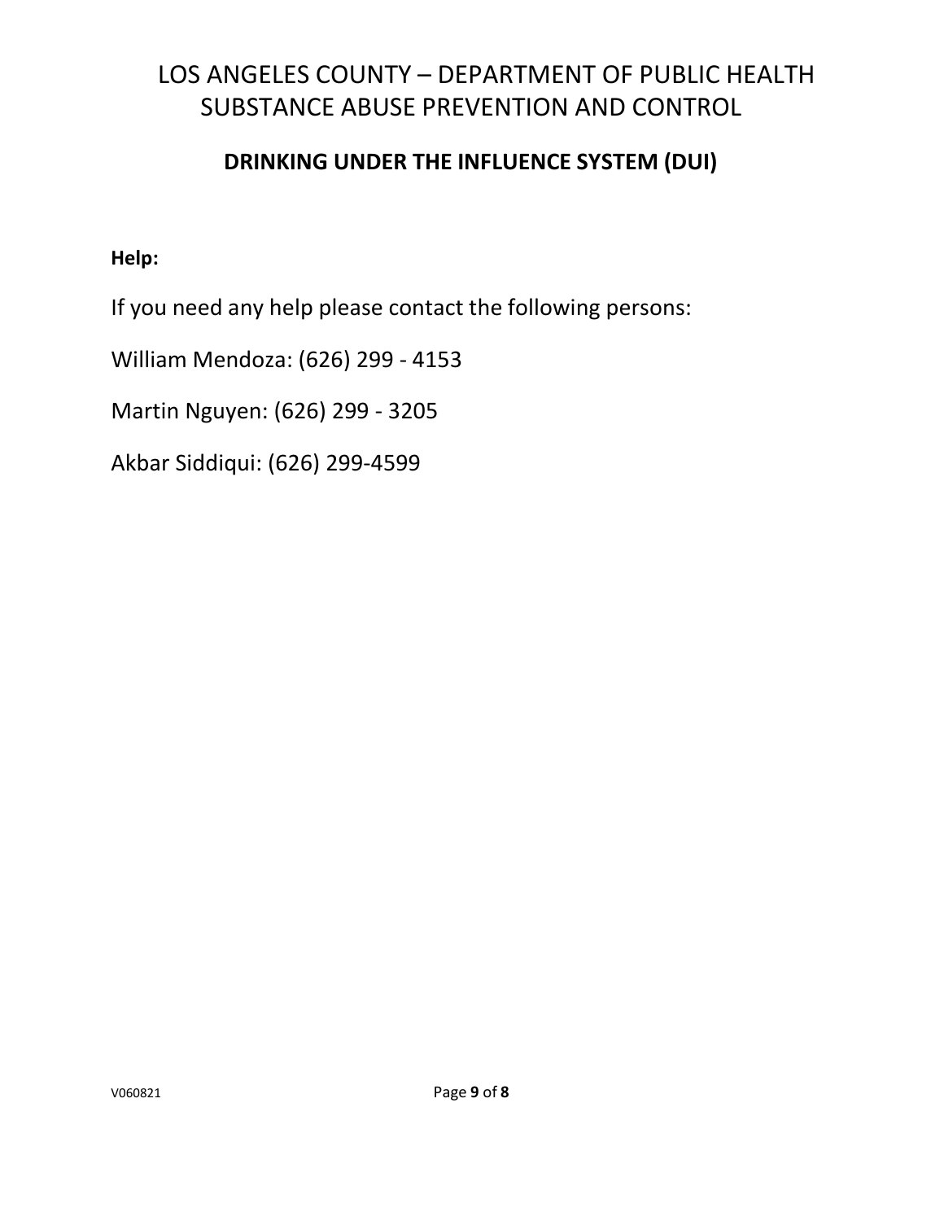# LOS ANGELES COUNTY – DEPARTMENT OF PUBLIC HEALTH SUBSTANCE ABUSE PREVENTION AND CONTROL

## DRINKING UNDER THE INFLUENCE SYSTEM (DUI)

**Help:**

If you need any help please contact the following persons:

William Mendoza: (626) 299 - 4153

Martin Nguyen: (626) 299 - 3205

Akbar Siddiqui: (626) 299-4599